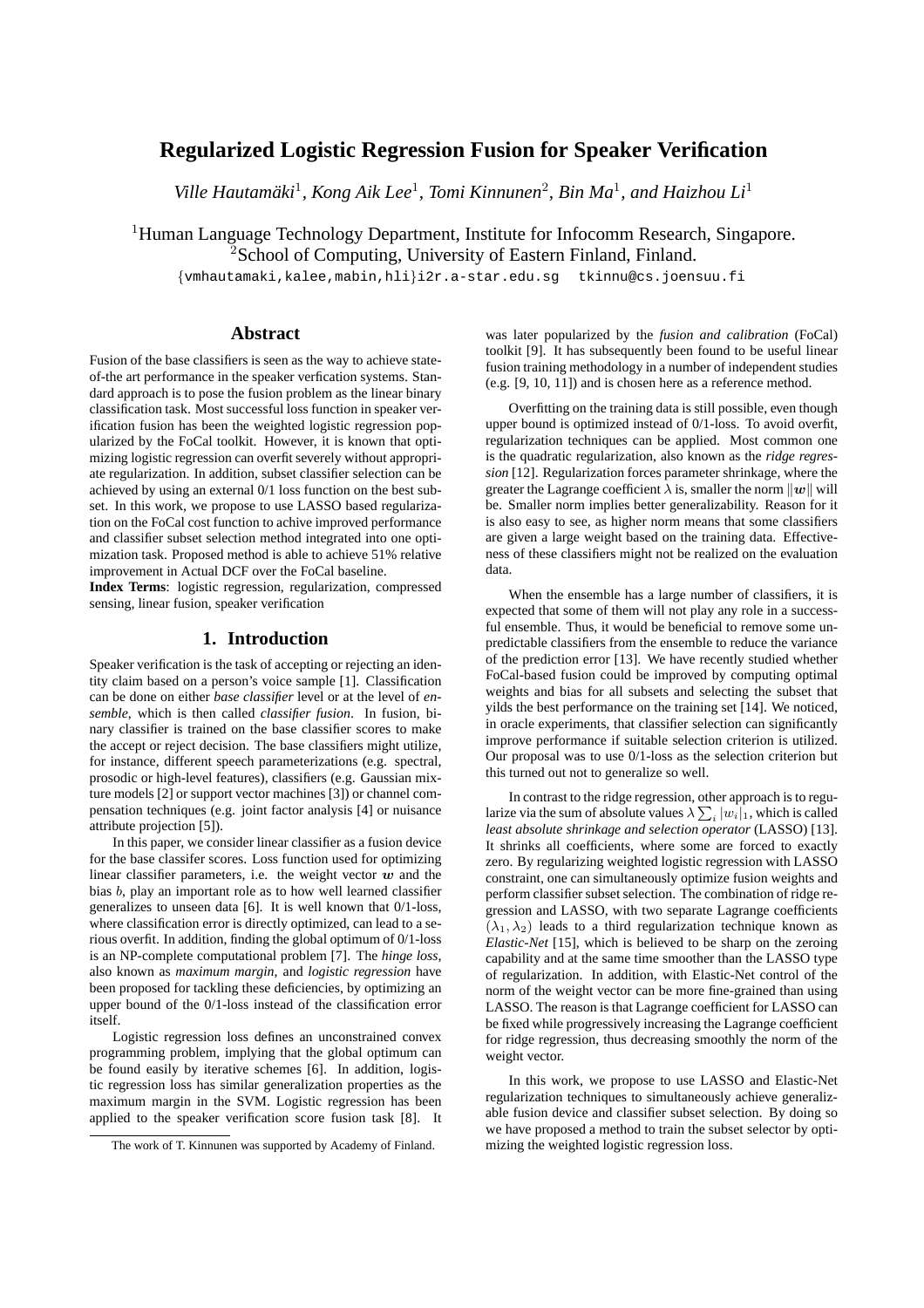# Regularized Logistic Regression Fusion for Speaker Verification

*Ville Hautamäki*[1], *Kong Aik Lee*[1], *Tomi Kinnunen*[2], *Bin Ma*[1], *and Haizhou Li*[1]

[1]Human Language Technology Department, Institute for Infocomm Research, Singapore.
[2]School of Computing, University of Eastern Finland, Finland.

{vmhautamaki,kalee,mabin,hli}i2r.a-star.edu.sg tkinnu@cs.joensuu.fi

## Abstract

Fusion of the base classifiers is seen as the way to achieve state-of-the art performance in the speaker verfication systems. Standard approach is to pose the fusion problem as the linear binary classification task. Most successful loss function in speaker verification fusion has been the weighted logistic regression popularized by the FoCal toolkit. However, it is known that optimizing logistic regression can overfit severely without appropriate regularization. In addition, subset classifier selection can be achieved by using an external 0/1 loss function on the best subset. In this work, we propose to use LASSO based regularization on the FoCal cost function to achive improved performance and classifier subset selection method integrated into one optimization task. Proposed method is able to achieve 51% relative improvement in Actual DCF over the FoCal baseline.

**Index Terms**: logistic regression, regularization, compressed sensing, linear fusion, speaker verification

## 1. Introduction

Speaker verification is the task of accepting or rejecting an identity claim based on a person's voice sample [1]. Classification can be done on either *base classifier* level or at the level of *ensemble*, which is then called *classifier fusion*. In fusion, binary classifier is trained on the base classifier scores to make the accept or reject decision. The base classifiers might utilize, for instance, different speech parameterizations (e.g. spectral, prosodic or high-level features), classifiers (e.g. Gaussian mixture models [2] or support vector machines [3]) or channel compensation techniques (e.g. joint factor analysis [4] or nuisance attribute projection [5]).

In this paper, we consider linear classifier as a fusion device for the base classifer scores. Loss function used for optimizing linear classifier parameters, i.e. the weight vector $\boldsymbol{w}$ and the bias $b$, play an important role as to how well learned classifier generalizes to unseen data [6]. It is well known that 0/1-loss, where classification error is directly optimized, can lead to a serious overfit. In addition, finding the global optimum of 0/1-loss is an NP-complete computational problem [7]. The *hinge loss*, also known as *maximum margin*, and *logistic regression* have been proposed for tackling these deficiencies, by optimizing an upper bound of the 0/1-loss instead of the classification error itself.

Logistic regression loss defines an unconstrained convex programming problem, implying that the global optimum can be found easily by iterative schemes [6]. In addition, logistic regression loss has similar generalization properties as the maximum margin in the SVM. Logistic regression has been applied to the speaker verification score fusion task [8]. It was later popularized by the *fusion and calibration* (FoCal) toolkit [9]. It has subsequently been found to be useful linear fusion training methodology in a number of independent studies (e.g. [9, 10, 11]) and is chosen here as a reference method.

Overfitting on the training data is still possible, even though upper bound is optimized instead of 0/1-loss. To avoid overfit, regularization techniques can be applied. Most common one is the quadratic regularization, also known as the *ridge regression* [12]. Regularization forces parameter shrinkage, where the greater the Lagrange coefficient $\lambda$ is, smaller the norm $\|\boldsymbol{w}\|$ will be. Smaller norm implies better generalizability. Reason for it is also easy to see, as higher norm means that some classifiers are given a large weight based on the training data. Effectiveness of these classifiers might not be realized on the evaluation data.

When the ensemble has a large number of classifiers, it is expected that some of them will not play any role in a successful ensemble. Thus, it would be beneficial to remove some unpredictable classifiers from the ensemble to reduce the variance of the prediction error [13]. We have recently studied whether FoCal-based fusion could be improved by computing optimal weights and bias for all subsets and selecting the subset that yilds the best performance on the training set [14]. We noticed, in oracle experiments, that classifier selection can significantly improve performance if suitable selection criterion is utilized. Our proposal was to use 0/1-loss as the selection criterion but this turned out not to generalize so well.

In contrast to the ridge regression, other approach is to regularize via the sum of absolute values $\lambda \sum_i |w_i|_1$, which is called *least absolute shrinkage and selection operator* (LASSO) [13]. It shrinks all coefficients, where some are forced to exactly zero. By regularizing weighted logistic regression with LASSO constraint, one can simultaneously optimize fusion weights and perform classifier subset selection. The combination of ridge regression and LASSO, with two separate Lagrange coefficients $(\lambda_1, \lambda_2)$ leads to a third regularization technique known as *Elastic-Net* [15], which is believed to be sharp on the zeroing capability and at the same time smoother than the LASSO type of regularization. In addition, with Elastic-Net control of the norm of the weight vector can be more fine-grained than using LASSO. The reason is that Lagrange coefficient for LASSO can be fixed while progressively increasing the Lagrange coefficient for ridge regression, thus decreasing smoothly the norm of the weight vector.

In this work, we propose to use LASSO and Elastic-Net regularization techniques to simultaneously achieve generalizable fusion device and classifier subset selection. By doing so we have proposed a method to train the subset selector by optimizing the weighted logistic regression loss.

The work of T. Kinnunen was supported by Academy of Finland.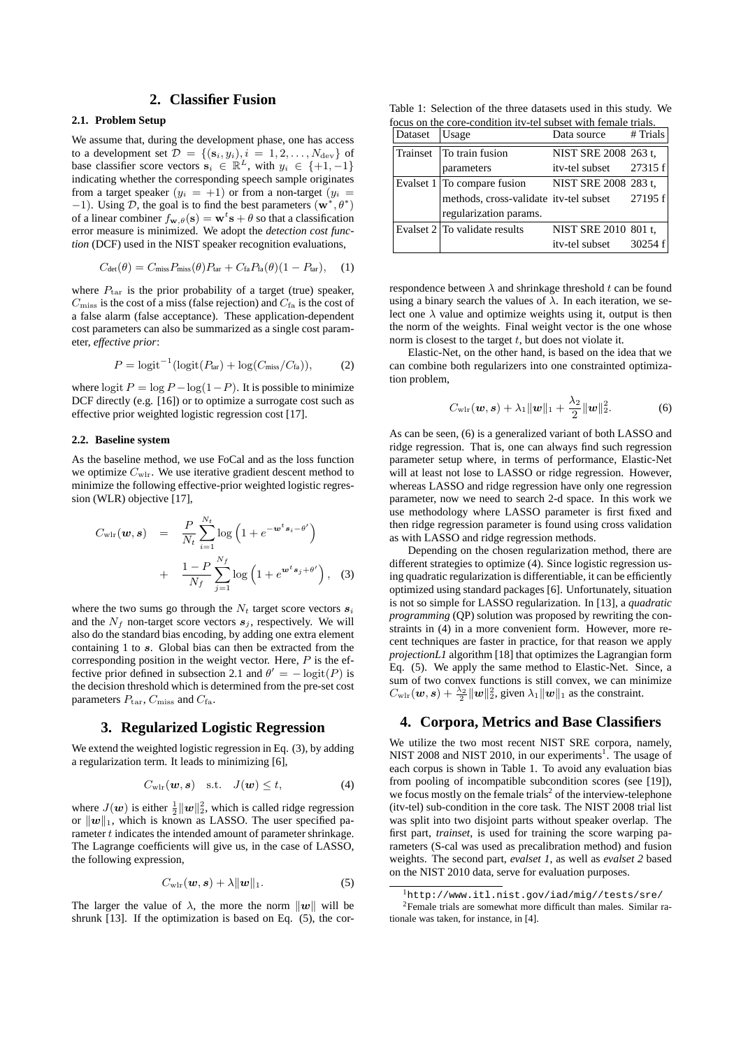## 2. Classifier Fusion

### 2.1. Problem Setup

We assume that, during the development phase, one has access to a development set $\mathcal{D} = \{(\mathbf{s}_i, y_i), i = 1, 2, \ldots, N_{\rm dev}\}$ of base classifier score vectors $\mathbf{s}_i \in \mathbb{R}^L$, with $y_i \in \{+1, -1\}$ indicating whether the corresponding speech sample originates from a target speaker ($y_i = +1$) or from a non-target ($y_i = -1$). Using $\mathcal{D}$, the goal is to find the best parameters $(\mathbf{w}^*, \theta^*)$ of a linear combiner $f_{\mathbf{w},\theta}(\mathbf{s}) = \mathbf{w}^t\mathbf{s} + \theta$ so that a classification error measure is minimized. We adopt the *detection cost function* (DCF) used in the NIST speaker recognition evaluations,

$$C_{\rm det}(\theta) = C_{\rm miss}P_{\rm miss}(\theta)P_{\rm tar} + C_{\rm fa}P_{\rm fa}(\theta)(1 - P_{\rm tar}), \quad (1)$$

where $P_{\rm tar}$ is the prior probability of a target (true) speaker, $C_{\rm miss}$ is the cost of a miss (false rejection) and $C_{\rm fa}$ is the cost of a false alarm (false acceptance). These application-dependent cost parameters can also be summarized as a single cost parameter, *effective prior*:

$$P = {\rm logit}^{-1}({\rm logit}(P_{\rm tar}) + \log(C_{\rm miss}/C_{\rm fa})), \quad (2)$$

where ${\rm logit}\, P = \log P - \log(1-P)$. It is possible to minimize DCF directly (e.g. [16]) or to optimize a surrogate cost such as effective prior weighted logistic regression cost [17].

### 2.2. Baseline system

As the baseline method, we use FoCal and as the loss function we optimize $C_{\rm wlr}$. We use iterative gradient descent method to minimize the following effective-prior weighted logistic regression (WLR) objective [17],

$$\begin{aligned} C_{\rm wlr}(\boldsymbol{w}, \boldsymbol{s}) &= \frac{P}{N_t}\sum_{i=1}^{N_t}\log\left(1 + e^{-\boldsymbol{w}^t\boldsymbol{s}_i - \theta'}\right) \\ &+ \frac{1-P}{N_f}\sum_{j=1}^{N_f}\log\left(1 + e^{\boldsymbol{w}^t\boldsymbol{s}_j + \theta'}\right), \quad (3) \end{aligned}$$

where the two sums go through the $N_t$ target score vectors $\boldsymbol{s}_i$ and the $N_f$ non-target score vectors $\boldsymbol{s}_j$, respectively. We will also do the standard bias encoding, by adding one extra element containing 1 to $\boldsymbol{s}$. Global bias can then be extracted from the corresponding position in the weight vector. Here, $P$ is the effective prior defined in subsection 2.1 and $\theta' = -{\rm logit}(P)$ is the decision threshold which is determined from the pre-set cost parameters $P_{\rm tar}$, $C_{\rm miss}$ and $C_{\rm fa}$.

## 3. Regularized Logistic Regression

We extend the weighted logistic regression in Eq. (3), by adding a regularization term. It leads to minimizing [6],

$$C_{\rm wlr}(\boldsymbol{w}, \boldsymbol{s}) \quad {\rm s.t.} \quad J(\boldsymbol{w}) \le t, \quad (4)$$

where $J(\boldsymbol{w})$ is either $\frac{1}{2}\|\boldsymbol{w}\|_2^2$, which is called ridge regression or $\|\boldsymbol{w}\|_1$, which is known as LASSO. The user specified parameter $t$ indicates the intended amount of parameter shrinkage. The Lagrange coefficients will give us, in the case of LASSO, the following expression,

$$C_{\rm wlr}(\boldsymbol{w}, \boldsymbol{s}) + \lambda\|\boldsymbol{w}\|_1. \quad (5)$$

The larger the value of $\lambda$, the more the norm $\|\boldsymbol{w}\|$ will be shrunk [13]. If the optimization is based on Eq. (5), the correspondence between $\lambda$ and shrinkage threshold $t$ can be found using a binary search the values of $\lambda$. In each iteration, we select one $\lambda$ value and optimize weights using it, output is then the norm of the weights. Final weight vector is the one whose norm is closest to the target $t$, but does not violate it.

Elastic-Net, on the other hand, is based on the idea that we can combine both regularizers into one constrainted optimization problem,

$$C_{\rm wlr}(\boldsymbol{w}, \boldsymbol{s}) + \lambda_1\|\boldsymbol{w}\|_1 + \frac{\lambda_2}{2}\|\boldsymbol{w}\|_2^2. \quad (6)$$

As can be seen, (6) is a generalized variant of both LASSO and ridge regression. That is, one can always find such regression parameter setup where, in terms of performance, Elastic-Net will at least not lose to LASSO or ridge regression. However, whereas LASSO and ridge regression have only one regression parameter, now we need to search 2-d space. In this work we use methodology where LASSO parameter is first fixed and then ridge regression parameter is found using cross validation as with LASSO and ridge regression methods.

Depending on the chosen regularization method, there are different strategies to optimize (4). Since logistic regression using quadratic regularization is differentiable, it can be efficiently optimized using standard packages [6]. Unfortunately, situation is not so simple for LASSO regularization. In [13], a *quadratic programming* (QP) solution was proposed by rewriting the constraints in (4) in a more convenient form. However, more recent techniques are faster in practice, for that reason we apply *projectionL1* algorithm [18] that optimizes the Lagrangian form Eq. (5). We apply the same method to Elastic-Net. Since, a sum of two convex functions is still convex, we can minimize $C_{\rm wlr}(\boldsymbol{w}, \boldsymbol{s}) + \frac{\lambda_2}{2}\|\boldsymbol{w}\|_2^2$, given $\lambda_1\|\boldsymbol{w}\|_1$ as the constraint.

Table 1: Selection of the three datasets used in this study. We focus on the core-condition itv-tel subset with female trials.

| Dataset | Usage | Data source | # Trials |
|---|---|---|---|
| Trainset | To train fusion parameters | NIST SRE 2008 itv-tel subset | 263 t, 27315 f |
| Evalset 1 | To compare fusion methods, cross-validate regularization params. | NIST SRE 2008 itv-tel subset | 283 t, 27195 f |
| Evalset 2 | To validate results | NIST SRE 2010 itv-tel subset | 801 t, 30254 f |

## 4. Corpora, Metrics and Base Classifiers

We utilize the two most recent NIST SRE corpora, namely, NIST 2008 and NIST 2010, in our experiments[1]. The usage of each corpus is shown in Table 1. To avoid any evaluation bias from pooling of incompatible subcondition scores (see [19]), we focus mostly on the female trials[2] of the interview-telephone (itv-tel) sub-condition in the core task. The NIST 2008 trial list was split into two disjoint parts without speaker overlap. The first part, *trainset*, is used for training the score warping parameters (S-cal was used as precalibration method) and fusion weights. The second part, *evalset 1*, as well as *evalset 2* based on the NIST 2010 data, serve for evaluation purposes.

[1] http://www.itl.nist.gov/iad/mig//tests/sre/

[2] Female trials are somewhat more difficult than males. Similar rationale was taken, for instance, in [4].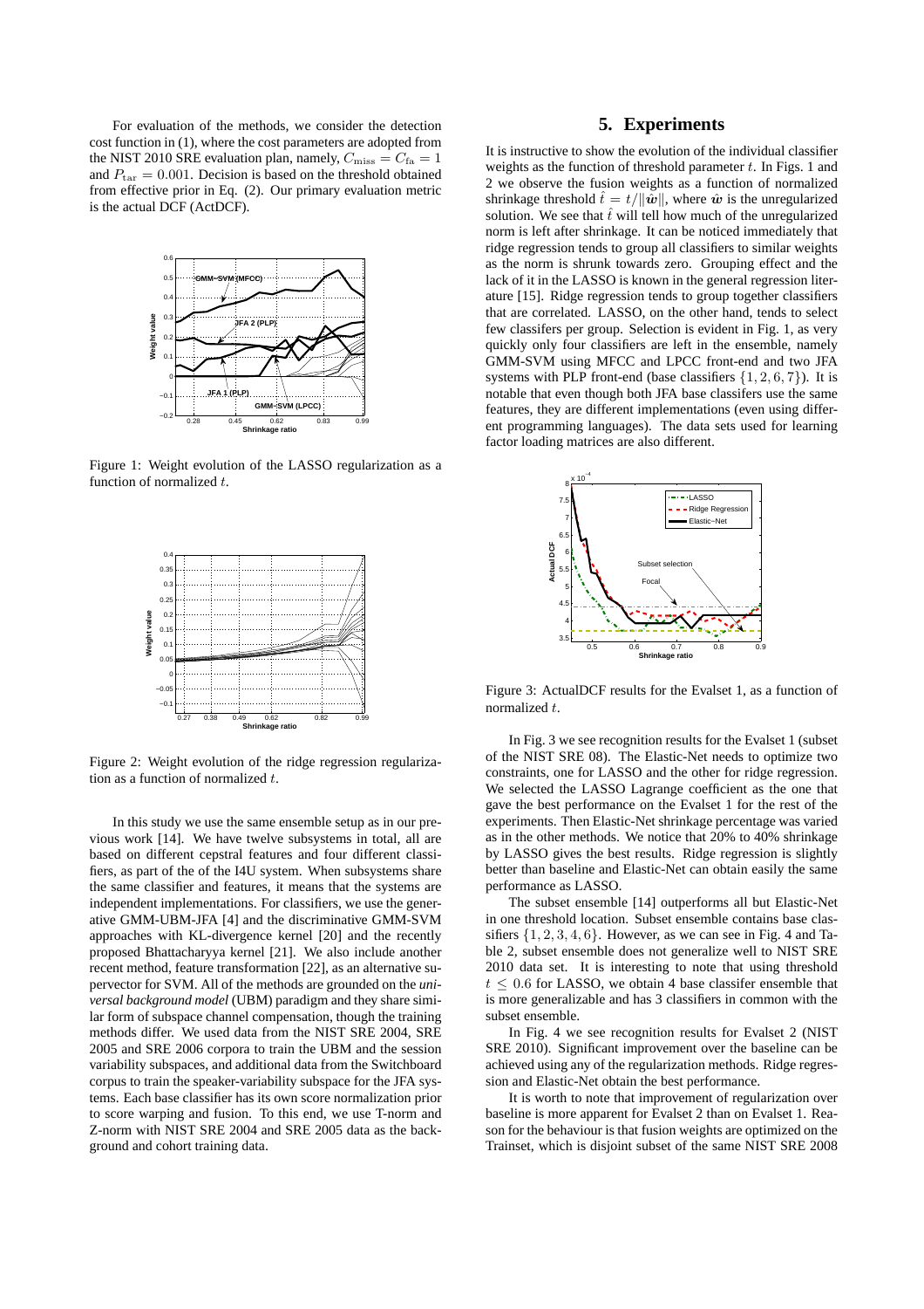For evaluation of the methods, we consider the detection cost function in (1), where the cost parameters are adopted from the NIST 2010 SRE evaluation plan, namely, $C_{\text{miss}} = C_{\text{fa}} = 1$ and $P_{\text{tar}} = 0.001$. Decision is based on the threshold obtained from effective prior in Eq. (2). Our primary evaluation metric is the actual DCF (ActDCF).

Figure 1: Weight evolution of the LASSO regularization as a function of normalized $t$.

Figure 2: Weight evolution of the ridge regression regularization as a function of normalized $t$.

In this study we use the same ensemble setup as in our previous work [14]. We have twelve subsystems in total, all are based on different cepstral features and four different classifiers, as part of the of the I4U system. When subsystems share the same classifier and features, it means that the systems are independent implementations. For classifiers, we use the generative GMM-UBM-JFA [4] and the discriminative GMM-SVM approaches with KL-divergence kernel [20] and the recently proposed Bhattacharyya kernel [21]. We also include another recent method, feature transformation [22], as an alternative supervector for SVM. All of the methods are grounded on the *universal background model* (UBM) paradigm and they share similar form of subspace channel compensation, though the training methods differ. We used data from the NIST SRE 2004, SRE 2005 and SRE 2006 corpora to train the UBM and the session variability subspaces, and additional data from the Switchboard corpus to train the speaker-variability subspace for the JFA systems. Each base classifier has its own score normalization prior to score warping and fusion. To this end, we use T-norm and Z-norm with NIST SRE 2004 and SRE 2005 data as the background and cohort training data.

## 5. Experiments

It is instructive to show the evolution of the individual classifier weights as the function of threshold parameter $t$. In Figs. 1 and 2 we observe the fusion weights as a function of normalized shrinkage threshold $\hat{t} = t/\|\hat{\boldsymbol{w}}\|$, where $\hat{\boldsymbol{w}}$ is the unregularized solution. We see that $\hat{t}$ will tell how much of the unregularized norm is left after shrinkage. It can be noticed immediately that ridge regression tends to group all classifiers to similar weights as the norm is shrunk towards zero. Grouping effect and the lack of it in the LASSO is known in the general regression literature [15]. Ridge regression tends to group together classifiers that are correlated. LASSO, on the other hand, tends to select few classifers per group. Selection is evident in Fig. 1, as very quickly only four classifiers are left in the ensemble, namely GMM-SVM using MFCC and LPCC front-end and two JFA systems with PLP front-end (base classifiers $\{1, 2, 6, 7\}$). It is notable that even though both JFA base classifers use the same features, they are different implementations (even using different programming languages). The data sets used for learning factor loading matrices are also different.

Figure 3: ActualDCF results for the Evalset 1, as a function of normalized $t$.

In Fig. 3 we see recognition results for the Evalset 1 (subset of the NIST SRE 08). The Elastic-Net needs to optimize two constraints, one for LASSO and the other for ridge regression. We selected the LASSO Lagrange coefficient as the one that gave the best performance on the Evalset 1 for the rest of the experiments. Then Elastic-Net shrinkage percentage was varied as in the other methods. We notice that 20% to 40% shrinkage by LASSO gives the best results. Ridge regression is slightly better than baseline and Elastic-Net can obtain easily the same performance as LASSO.

The subset ensemble [14] outperforms all but Elastic-Net in one threshold location. Subset ensemble contains base classifiers $\{1, 2, 3, 4, 6\}$. However, as we can see in Fig. 4 and Table 2, subset ensemble does not generalize well to NIST SRE 2010 data set. It is interesting to note that using threshold $t \le 0.6$ for LASSO, we obtain 4 base classifer ensemble that is more generalizable and has 3 classifiers in common with the subset ensemble.

In Fig. 4 we see recognition results for Evalset 2 (NIST SRE 2010). Significant improvement over the baseline can be achieved using any of the regularization methods. Ridge regression and Elastic-Net obtain the best performance.

It is worth to note that improvement of regularization over baseline is more apparent for Evalset 2 than on Evalset 1. Reason for the behaviour is that fusion weights are optimized on the Trainset, which is disjoint subset of the same NIST SRE 2008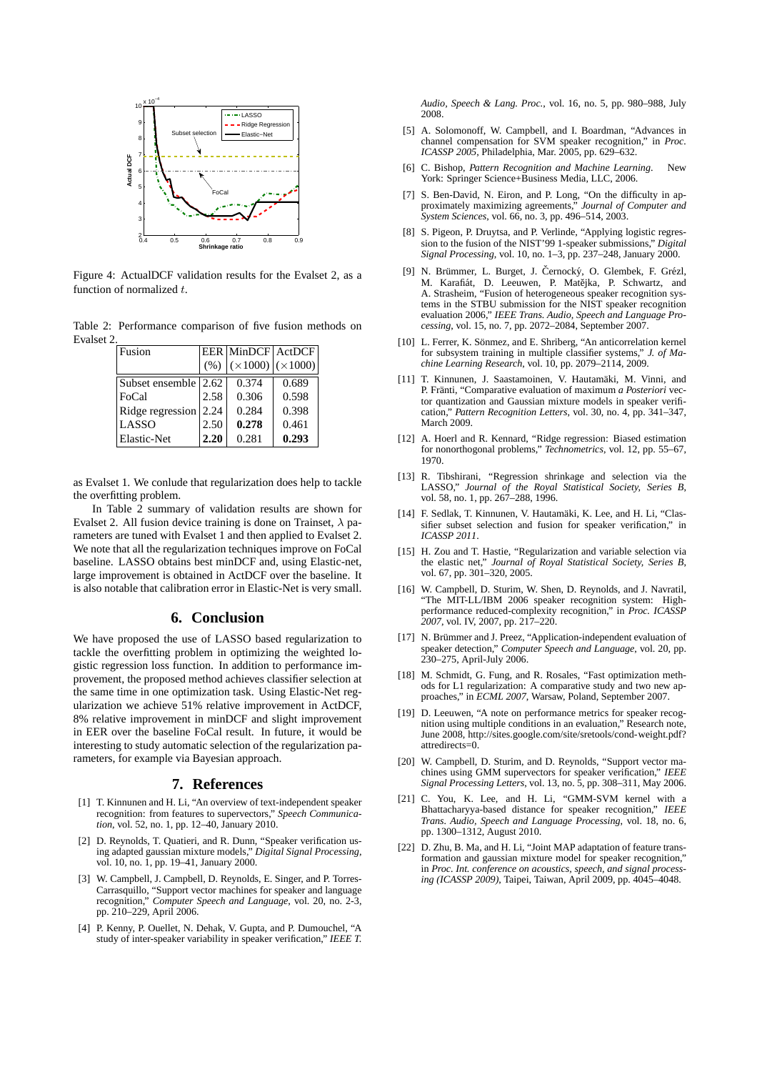x $10^{-4}$

10

9

8

7

6

5

4

3

2

Actual DCF

0.4 0.5 0.6 0.7 0.8 0.9

Shrinkage ratio

LASSO

Ridge Regression

Elastic−Net

Subset selection

FoCal

Figure 4: ActualDCF validation results for the Evalset 2, as a function of normalized $t$.

Table 2: Performance comparison of five fusion methods on Evalset 2.

| Fusion | EER (%) | MinDCF ($\times 1000$) | ActDCF ($\times 1000$) |
|---|---|---|---|
| Subset ensemble | 2.62 | 0.374 | 0.689 |
| FoCal | 2.58 | 0.306 | 0.598 |
| Ridge regression | 2.24 | 0.284 | 0.398 |
| LASSO | 2.50 | **0.278** | 0.461 |
| Elastic-Net | **2.20** | 0.281 | **0.293** |

as Evalset 1. We conlude that regularization does help to tackle the overfitting problem.

In Table 2 summary of validation results are shown for Evalset 2. All fusion device training is done on Trainset, $\lambda$ parameters are tuned with Evalset 1 and then applied to Evalset 2. We note that all the regularization techniques improve on FoCal baseline. LASSO obtains best minDCF and, using Elastic-net, large improvement is obtained in ActDCF over the baseline. It is also notable that calibration error in Elastic-Net is very small.

## 6. Conclusion

We have proposed the use of LASSO based regularization to tackle the overfitting problem in optimizing the weighted logistic regression loss function. In addition to performance improvement, the proposed method achieves classifier selection at the same time in one optimization task. Using Elastic-Net regularization we achieve 51% relative improvement in ActDCF, 8% relative improvement in minDCF and slight improvement in EER over the baseline FoCal result. In future, it would be interesting to study automatic selection of the regularization parameters, for example via Bayesian approach.

## 7. References

[1] T. Kinnunen and H. Li, "An overview of text-independent speaker recognition: from features to supervectors," *Speech Communication*, vol. 52, no. 1, pp. 12–40, January 2010.

[2] D. Reynolds, T. Quatieri, and R. Dunn, "Speaker verification using adapted gaussian mixture models," *Digital Signal Processing*, vol. 10, no. 1, pp. 19–41, January 2000.

[3] W. Campbell, J. Campbell, D. Reynolds, E. Singer, and P. Torres-Carrasquillo, "Support vector machines for speaker and language recognition," *Computer Speech and Language*, vol. 20, no. 2-3, pp. 210–229, April 2006.

[4] P. Kenny, P. Ouellet, N. Dehak, V. Gupta, and P. Dumouchel, "A study of inter-speaker variability in speaker verification," *IEEE T. Audio, Speech & Lang. Proc.*, vol. 16, no. 5, pp. 980–988, July 2008.

[5] A. Solomonoff, W. Campbell, and I. Boardman, "Advances in channel compensation for SVM speaker recognition," in *Proc. ICASSP 2005*, Philadelphia, Mar. 2005, pp. 629–632.

[6] C. Bishop, *Pattern Recognition and Machine Learning*. New York: Springer Science+Business Media, LLC, 2006.

[7] S. Ben-David, N. Eiron, and P. Long, "On the difficulty in approximately maximizing agreements," *Journal of Computer and System Sciences*, vol. 66, no. 3, pp. 496–514, 2003.

[8] S. Pigeon, P. Druytsa, and P. Verlinde, "Applying logistic regression to the fusion of the NIST'99 1-speaker submissions," *Digital Signal Processing*, vol. 10, no. 1–3, pp. 237–248, January 2000.

[9] N. Brümmer, L. Burget, J. Černocký, O. Glembek, F. Grézl, M. Karafiát, D. Leeuwen, P. Matějka, and A. Strasheim, "Fusion of heterogeneous speaker recognition systems in the STBU submission for the NIST speaker recognition evaluation 2006," *IEEE Trans. Audio, Speech and Language Processing*, vol. 15, no. 7, pp. 2072–2084, September 2007.

[10] L. Ferrer, K. Sönmez, and E. Shriberg, "An anticorrelation kernel for subsystem training in multiple classifier systems," *J. of Machine Learning Research*, vol. 10, pp. 2079–2114, 2009.

[11] T. Kinnunen, J. Saastamoinen, V. Hautamäki, M. Vinni, and P. Fränti, "Comparative evaluation of maximum *a Posteriori* vector quantization and Gaussian mixture models in speaker verification," *Pattern Recognition Letters*, vol. 30, no. 4, pp. 341–347, March 2009.

[12] A. Hoerl and R. Kennard, "Ridge regression: Biased estimation for nonorthogonal problems," *Technometrics*, vol. 12, pp. 55–67, 1970.

[13] R. Tibshirani, "Regression shrinkage and selection via the LASSO," *Journal of the Royal Statistical Society, Series B*, vol. 58, no. 1, pp. 267–288, 1996.

[14] F. Sedlak, T. Kinnunen, V. Hautamäki, K. Lee, and H. Li, "Classifier subset selection and fusion for speaker verification," in *ICASSP 2011*.

[15] H. Zou and T. Hastie, "Regularization and variable selection via the elastic net," *Journal of Royal Statistical Society, Series B*, vol. 67, pp. 301–320, 2005.

[16] W. Campbell, D. Sturim, W. Shen, D. Reynolds, and J. Navratil, "The MIT-LL/IBM 2006 speaker recognition system: High-performance reduced-complexity recognition," in *Proc. ICASSP 2007*, vol. IV, 2007, pp. 217–220.

[17] N. Brümmer and J. Preez, "Application-independent evaluation of speaker detection," *Computer Speech and Language*, vol. 20, pp. 230–275, April-July 2006.

[18] M. Schmidt, G. Fung, and R. Rosales, "Fast optimization methods for L1 regularization: A comparative study and two new approaches," in *ECML 2007*, Warsaw, Poland, September 2007.

[19] D. Leeuwen, "A note on performance metrics for speaker recognition using multiple conditions in an evaluation," Research note, June 2008, http://sites.google.com/site/sretools/cond-weight.pdf?attredirects=0.

[20] W. Campbell, D. Sturim, and D. Reynolds, "Support vector machines using GMM supervectors for speaker verification," *IEEE Signal Processing Letters*, vol. 13, no. 5, pp. 308–311, May 2006.

[21] C. You, K. Lee, and H. Li, "GMM-SVM kernel with a Bhattacharyya-based distance for speaker recognition," *IEEE Trans. Audio, Speech and Language Processing*, vol. 18, no. 6, pp. 1300–1312, August 2010.

[22] D. Zhu, B. Ma, and H. Li, "Joint MAP adaptation of feature transformation and gaussian mixture model for speaker recognition," in *Proc. Int. conference on acoustics, speech, and signal processing (ICASSP 2009)*, Taipei, Taiwan, April 2009, pp. 4045–4048.